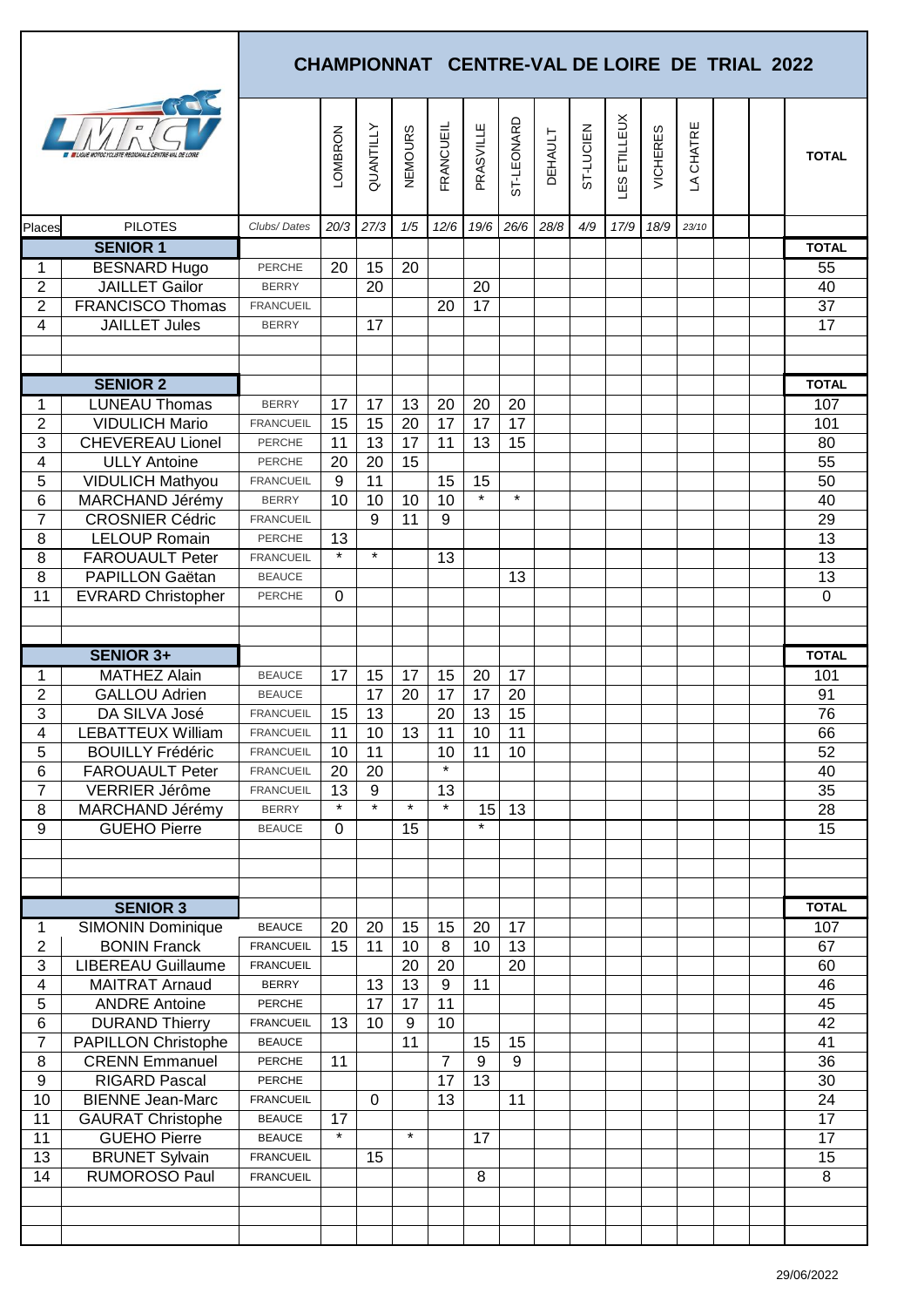# CHAMPIONNAT CENTRE-VAL DE LOIRE DE TRIAL 2022

| Places | PILOTES | Clubs/ Dates | LOMBRON 20/3 | QUANTILLY 27/3 | NEMOURS 1/5 | FRANCUEIL 12/6 | PRASVILLE 19/6 | ST-LEONARD 26/6 | DEHAULT 28/8 | ST-LUCIEN 4/9 | LES ETILLEUX 17/9 | VICHERES 18/9 | LA CHATRE 23/10 | | | TOTAL |
|---|---|---|---|---|---|---|---|---|---|---|---|---|---|---|---|---|
| | **SENIOR 1** | | | | | | | | | | | | | | | **TOTAL** |
| 1 | BESNARD Hugo | PERCHE | 20 | 15 | 20 | | | | | | | | | | | 55 |
| 2 | JAILLET Gailor | BERRY | | 20 | | | 20 | | | | | | | | | 40 |
| 2 | FRANCISCO Thomas | FRANCUEIL | | | | 20 | 17 | | | | | | | | | 37 |
| 4 | JAILLET Jules | BERRY | | 17 | | | | | | | | | | | | 17 |
| | **SENIOR 2** | | | | | | | | | | | | | | | **TOTAL** |
| 1 | LUNEAU Thomas | BERRY | 17 | 17 | 13 | 20 | 20 | 20 | | | | | | | | 107 |
| 2 | VIDULICH Mario | FRANCUEIL | 15 | 15 | 20 | 17 | 17 | 17 | | | | | | | | 101 |
| 3 | CHEVEREAU Lionel | PERCHE | 11 | 13 | 17 | 11 | 13 | 15 | | | | | | | | 80 |
| 4 | ULLY Antoine | PERCHE | 20 | 20 | 15 | | | | | | | | | | | 55 |
| 5 | VIDULICH Mathyou | FRANCUEIL | 9 | 11 | | 15 | 15 | | | | | | | | | 50 |
| 6 | MARCHAND Jérémy | BERRY | 10 | 10 | 10 | 10 | * | * | | | | | | | | 40 |
| 7 | CROSNIER Cédric | FRANCUEIL | | 9 | 11 | 9 | | | | | | | | | | 29 |
| 8 | LELOUP Romain | PERCHE | 13 | | | | | | | | | | | | | 13 |
| 8 | FAROUAULT Peter | FRANCUEIL | * | * | | 13 | | | | | | | | | | 13 |
| 8 | PAPILLON Gaëtan | BEAUCE | | | | | | 13 | | | | | | | | 13 |
| 11 | EVRARD Christopher | PERCHE | 0 | | | | | | | | | | | | | 0 |
| | **SENIOR 3+** | | | | | | | | | | | | | | | **TOTAL** |
| 1 | MATHEZ Alain | BEAUCE | 17 | 15 | 17 | 15 | 20 | 17 | | | | | | | | 101 |
| 2 | GALLOU Adrien | BEAUCE | | 17 | 20 | 17 | 17 | 20 | | | | | | | | 91 |
| 3 | DA SILVA José | FRANCUEIL | 15 | 13 | | 20 | 13 | 15 | | | | | | | | 76 |
| 4 | LEBATTEUX William | FRANCUEIL | 11 | 10 | 13 | 11 | 10 | 11 | | | | | | | | 66 |
| 5 | BOUILLY Frédéric | FRANCUEIL | 10 | 11 | | 10 | 11 | 10 | | | | | | | | 52 |
| 6 | FAROUAULT Peter | FRANCUEIL | 20 | 20 | | * | | | | | | | | | | 40 |
| 7 | VERRIER Jérôme | FRANCUEIL | 13 | 9 | | 13 | | | | | | | | | | 35 |
| 8 | MARCHAND Jérémy | BERRY | * | * | * | * | 15 | 13 | | | | | | | | 28 |
| 9 | GUEHO Pierre | BEAUCE | 0 | | 15 | | * | | | | | | | | | 15 |
| | **SENIOR 3** | | | | | | | | | | | | | | | **TOTAL** |
| 1 | SIMONIN Dominique | BEAUCE | 20 | 20 | 15 | 15 | 20 | 17 | | | | | | | | 107 |
| 2 | BONIN Franck | FRANCUEIL | 15 | 11 | 10 | 8 | 10 | 13 | | | | | | | | 67 |
| 3 | LIBEREAU Guillaume | FRANCUEIL | | | 20 | 20 | | 20 | | | | | | | | 60 |
| 4 | MAITRAT Arnaud | BERRY | | 13 | 13 | 9 | 11 | | | | | | | | | 46 |
| 5 | ANDRE Antoine | PERCHE | | 17 | 17 | 11 | | | | | | | | | | 45 |
| 6 | DURAND Thierry | FRANCUEIL | 13 | 10 | 9 | 10 | | | | | | | | | | 42 |
| 7 | PAPILLON Christophe | BEAUCE | | | 11 | | 15 | 15 | | | | | | | | 41 |
| 8 | CRENN Emmanuel | PERCHE | 11 | | | 7 | 9 | 9 | | | | | | | | 36 |
| 9 | RIGARD Pascal | PERCHE | | | | 17 | 13 | | | | | | | | | 30 |
| 10 | BIENNE Jean-Marc | FRANCUEIL | | 0 | | 13 | | 11 | | | | | | | | 24 |
| 11 | GAURAT Christophe | BEAUCE | 17 | | | | | | | | | | | | | 17 |
| 11 | GUEHO Pierre | BEAUCE | * | | * | | 17 | | | | | | | | | 17 |
| 13 | BRUNET Sylvain | FRANCUEIL | | 15 | | | | | | | | | | | | 15 |
| 14 | RUMOROSO Paul | FRANCUEIL | | | | | 8 | | | | | | | | | 8 |

29/06/2022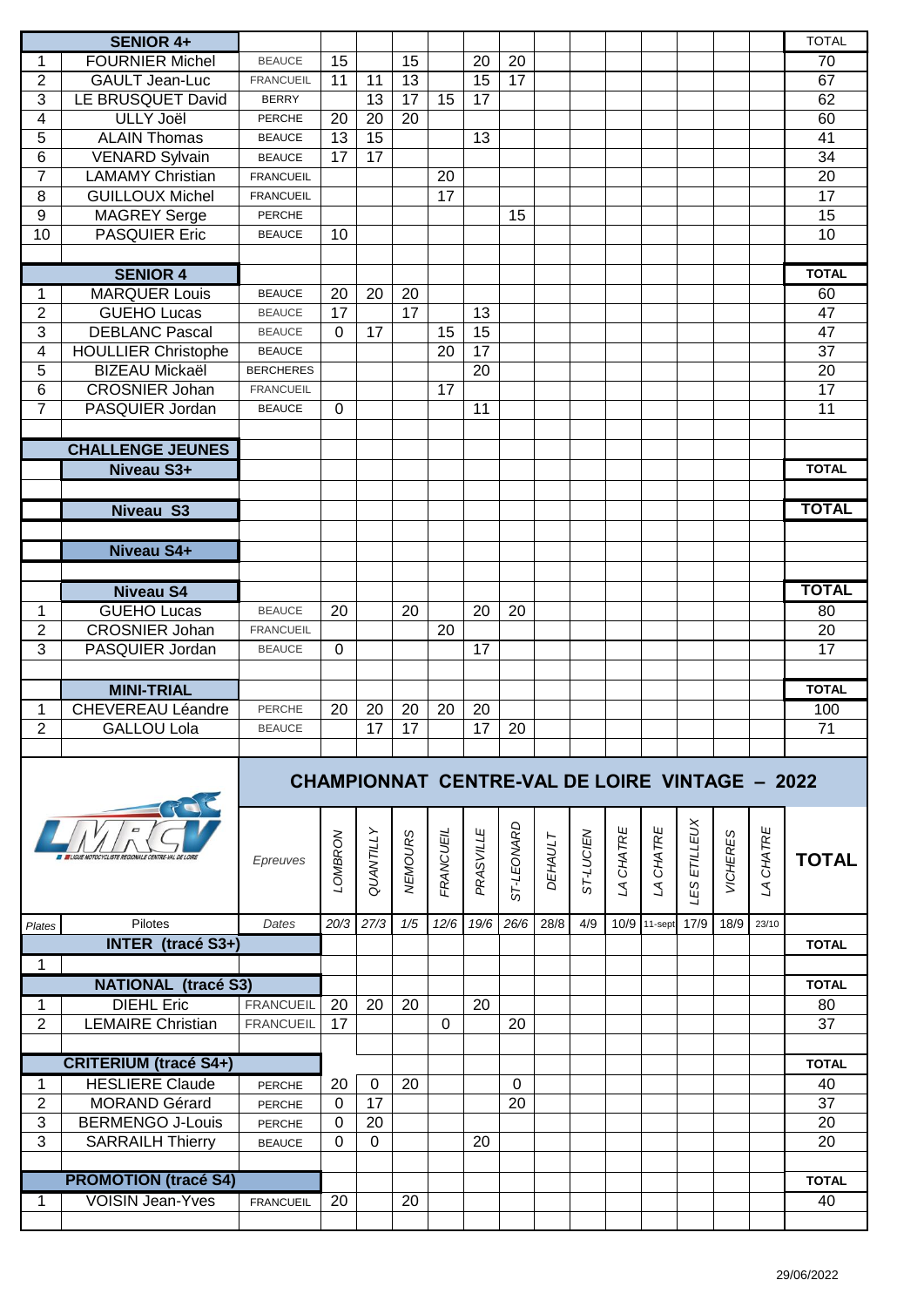| | | | | | | | | | | | | | | | | |
|---|---|---|---|---|---|---|---|---|---|---|---|---|---|---|---|---|
| | **SENIOR 4+** | | | | | | | | | | | | | | | TOTAL |
| 1 | FOURNIER Michel | BEAUCE | 15 | | 15 | | 20 | 20 | | | | | | | | 70 |
| 2 | GAULT Jean-Luc | FRANCUEIL | 11 | 11 | 13 | | 15 | 17 | | | | | | | | 67 |
| 3 | LE BRUSQUET David | BERRY | | 13 | 17 | 15 | 17 | | | | | | | | | 62 |
| 4 | ULLY Joël | PERCHE | 20 | 20 | 20 | | | | | | | | | | | 60 |
| 5 | ALAIN Thomas | BEAUCE | 13 | 15 | | | 13 | | | | | | | | | 41 |
| 6 | VENARD Sylvain | BEAUCE | 17 | 17 | | | | | | | | | | | | 34 |
| 7 | LAMAMY Christian | FRANCUEIL | | | | 20 | | | | | | | | | | 20 |
| 8 | GUILLOUX Michel | FRANCUEIL | | | | 17 | | | | | | | | | | 17 |
| 9 | MAGREY Serge | PERCHE | | | | | | 15 | | | | | | | | 15 |
| 10 | PASQUIER Eric | BEAUCE | 10 | | | | | | | | | | | | | 10 |
| | | | | | | | | | | | | | | | | |
| | **SENIOR 4** | | | | | | | | | | | | | | | **TOTAL** |
| 1 | MARQUER Louis | BEAUCE | 20 | 20 | 20 | | | | | | | | | | | 60 |
| 2 | GUEHO Lucas | BEAUCE | 17 | | 17 | | 13 | | | | | | | | | 47 |
| 3 | DEBLANC Pascal | BEAUCE | 0 | 17 | | 15 | 15 | | | | | | | | | 47 |
| 4 | HOULLIER Christophe | BEAUCE | | | | 20 | 17 | | | | | | | | | 37 |
| 5 | BIZEAU Mickaël | BERCHERES | | | | | 20 | | | | | | | | | 20 |
| 6 | CROSNIER Johan | FRANCUEIL | | | | 17 | | | | | | | | | | 17 |
| 7 | PASQUIER Jordan | BEAUCE | 0 | | | | 11 | | | | | | | | | 11 |
| | | | | | | | | | | | | | | | | |
| | **CHALLENGE JEUNES** | | | | | | | | | | | | | | | |
| | **Niveau S3+** | | | | | | | | | | | | | | | **TOTAL** |
| | | | | | | | | | | | | | | | | |
| | **Niveau S3** | | | | | | | | | | | | | | | **TOTAL** |
| | | | | | | | | | | | | | | | | |
| | **Niveau S4+** | | | | | | | | | | | | | | | |
| | | | | | | | | | | | | | | | | |
| | **Niveau S4** | | | | | | | | | | | | | | | **TOTAL** |
| 1 | GUEHO Lucas | BEAUCE | 20 | | 20 | | 20 | 20 | | | | | | | | 80 |
| 2 | CROSNIER Johan | FRANCUEIL | | | | 20 | | | | | | | | | | 20 |
| 3 | PASQUIER Jordan | BEAUCE | 0 | | | | 17 | | | | | | | | | 17 |
| | | | | | | | | | | | | | | | | |
| | **MINI-TRIAL** | | | | | | | | | | | | | | | **TOTAL** |
| 1 | CHEVEREAU Léandre | PERCHE | 20 | 20 | 20 | 20 | 20 | | | | | | | | | 100 |
| 2 | GALLOU Lola | BEAUCE | | 17 | 17 | | 17 | 20 | | | | | | | | 71 |

## CHAMPIONNAT CENTRE-VAL DE LOIRE VINTAGE – 2022

LMRCV – LIGUE MOTOCYCLISTE REGIONALE CENTRE-VAL DE LOIRE

| Plates | Pilotes | *Epreuves* | *LOMBRON* | *QUANTILLY* | *NEMOURS* | *FRANCUEIL* | *PRASVILLE* | *ST-LEONARD* | *DEHAULT* | *ST-LUCIEN* | *LA CHATRE* | *LA CHATRE* | *LES ETILLEUX* | *VICHERES* | *LA CHATRE* | **TOTAL** |
|---|---|---|---|---|---|---|---|---|---|---|---|---|---|---|---|---|
| | | *Dates* | *20/3* | *27/3* | *1/5* | *12/6* | *19/6* | *26/6* | 28/8 | 4/9 | 10/9 | 11-sept | 17/9 | 18/9 | 23/10 | |
| | **INTER (tracé S3+)** | | | | | | | | | | | | | | | **TOTAL** |
| 1 | | | | | | | | | | | | | | | | |
| | **NATIONAL (tracé S3)** | | | | | | | | | | | | | | | **TOTAL** |
| 1 | DIEHL Eric | FRANCUEIL | 20 | 20 | 20 | | 20 | | | | | | | | | 80 |
| 2 | LEMAIRE Christian | FRANCUEIL | 17 | | | 0 | | 20 | | | | | | | | 37 |
| | | | | | | | | | | | | | | | | |
| | **CRITERIUM (tracé S4+)** | | | | | | | | | | | | | | | **TOTAL** |
| 1 | HESLIERE Claude | PERCHE | 20 | 0 | 20 | | | 0 | | | | | | | | 40 |
| 2 | MORAND Gérard | PERCHE | 0 | 17 | | | | 20 | | | | | | | | 37 |
| 3 | BERMENGO J-Louis | PERCHE | 0 | 20 | | | | | | | | | | | | 20 |
| 3 | SARRAILH Thierry | BEAUCE | 0 | 0 | | | 20 | | | | | | | | | 20 |
| | | | | | | | | | | | | | | | | |
| | **PROMOTION (tracé S4)** | | | | | | | | | | | | | | | **TOTAL** |
| 1 | VOISIN Jean-Yves | FRANCUEIL | 20 | | 20 | | | | | | | | | | | 40 |

29/06/2022